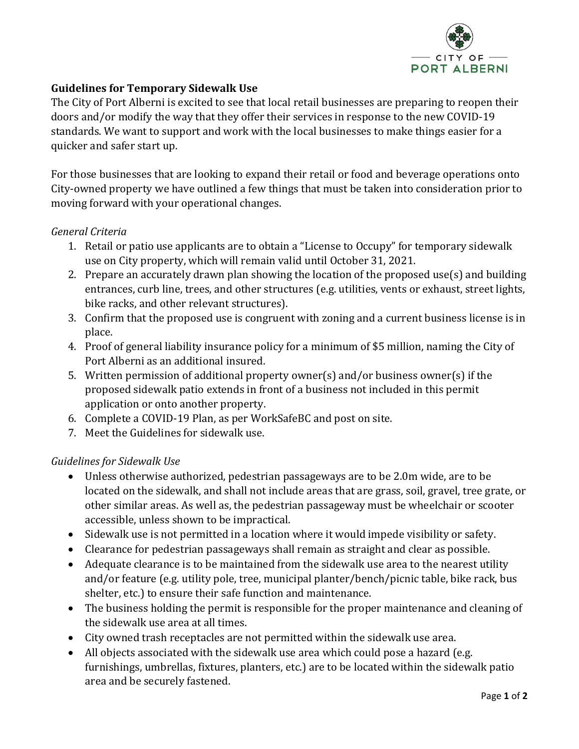**Guidelines for Temporary Sidewalk Use**

The City of Port Alberni is excited to see that local retail businesses are preparing to reopen their doors and/or modify the way that they offer their services in response to the new COVID-19 standards. We want to support and work with the local businesses to make things easier for a quicker and safer start up.

For those businesses that are looking to expand their retail or food and beverage operations onto City-owned property we have outlined a few things that must be taken into consideration prior to moving forward with your operational changes.

*General Criteria*

1. Retail or patio use applicants are to obtain a "License to Occupy" for temporary sidewalk use on City property, which will remain valid until October 31, 2021.
2. Prepare an accurately drawn plan showing the location of the proposed use(s) and building entrances, curb line, trees, and other structures (e.g. utilities, vents or exhaust, street lights, bike racks, and other relevant structures).
3. Confirm that the proposed use is congruent with zoning and a current business license is in place.
4. Proof of general liability insurance policy for a minimum of $5 million, naming the City of Port Alberni as an additional insured.
5. Written permission of additional property owner(s) and/or business owner(s) if the proposed sidewalk patio extends in front of a business not included in this permit application or onto another property.
6. Complete a COVID-19 Plan, as per WorkSafeBC and post on site.
7. Meet the Guidelines for sidewalk use.

*Guidelines for Sidewalk Use*

- Unless otherwise authorized, pedestrian passageways are to be 2.0m wide, are to be located on the sidewalk, and shall not include areas that are grass, soil, gravel, tree grate, or other similar areas. As well as, the pedestrian passageway must be wheelchair or scooter accessible, unless shown to be impractical.
- Sidewalk use is not permitted in a location where it would impede visibility or safety.
- Clearance for pedestrian passageways shall remain as straight and clear as possible.
- Adequate clearance is to be maintained from the sidewalk use area to the nearest utility and/or feature (e.g. utility pole, tree, municipal planter/bench/picnic table, bike rack, bus shelter, etc.) to ensure their safe function and maintenance.
- The business holding the permit is responsible for the proper maintenance and cleaning of the sidewalk use area at all times.
- City owned trash receptacles are not permitted within the sidewalk use area.
- All objects associated with the sidewalk use area which could pose a hazard (e.g. furnishings, umbrellas, fixtures, planters, etc.) are to be located within the sidewalk patio area and be securely fastened.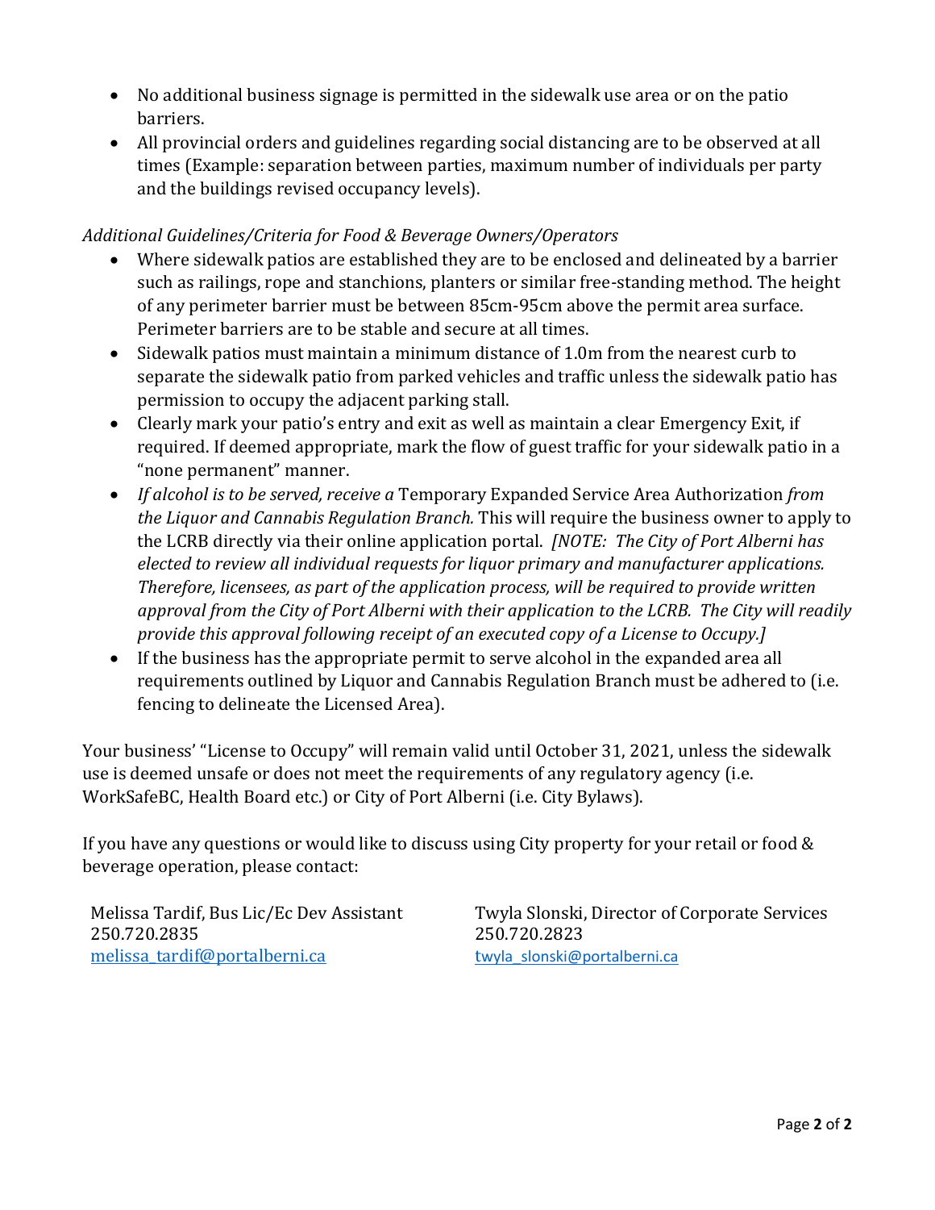- No additional business signage is permitted in the sidewalk use area or on the patio barriers.
- All provincial orders and guidelines regarding social distancing are to be observed at all times (Example: separation between parties, maximum number of individuals per party and the buildings revised occupancy levels).

*Additional Guidelines/Criteria for Food & Beverage Owners/Operators*

- Where sidewalk patios are established they are to be enclosed and delineated by a barrier such as railings, rope and stanchions, planters or similar free-standing method. The height of any perimeter barrier must be between 85cm-95cm above the permit area surface. Perimeter barriers are to be stable and secure at all times.
- Sidewalk patios must maintain a minimum distance of 1.0m from the nearest curb to separate the sidewalk patio from parked vehicles and traffic unless the sidewalk patio has permission to occupy the adjacent parking stall.
- Clearly mark your patio's entry and exit as well as maintain a clear Emergency Exit, if required. If deemed appropriate, mark the flow of guest traffic for your sidewalk patio in a "none permanent" manner.
- *If alcohol is to be served, receive a* Temporary Expanded Service Area Authorization *from the Liquor and Cannabis Regulation Branch.* This will require the business owner to apply to the LCRB directly via their online application portal. *[NOTE: The City of Port Alberni has elected to review all individual requests for liquor primary and manufacturer applications. Therefore, licensees, as part of the application process, will be required to provide written approval from the City of Port Alberni with their application to the LCRB. The City will readily provide this approval following receipt of an executed copy of a License to Occupy.]*
- If the business has the appropriate permit to serve alcohol in the expanded area all requirements outlined by Liquor and Cannabis Regulation Branch must be adhered to (i.e. fencing to delineate the Licensed Area).

Your business' "License to Occupy" will remain valid until October 31, 2021, unless the sidewalk use is deemed unsafe or does not meet the requirements of any regulatory agency (i.e. WorkSafeBC, Health Board etc.) or City of Port Alberni (i.e. City Bylaws).

If you have any questions or would like to discuss using City property for your retail or food & beverage operation, please contact:

Melissa Tardif, Bus Lic/Ec Dev Assistant
250.720.2835
melissa_tardif@portalberni.ca

Twyla Slonski, Director of Corporate Services
250.720.2823
twyla_slonski@portalberni.ca